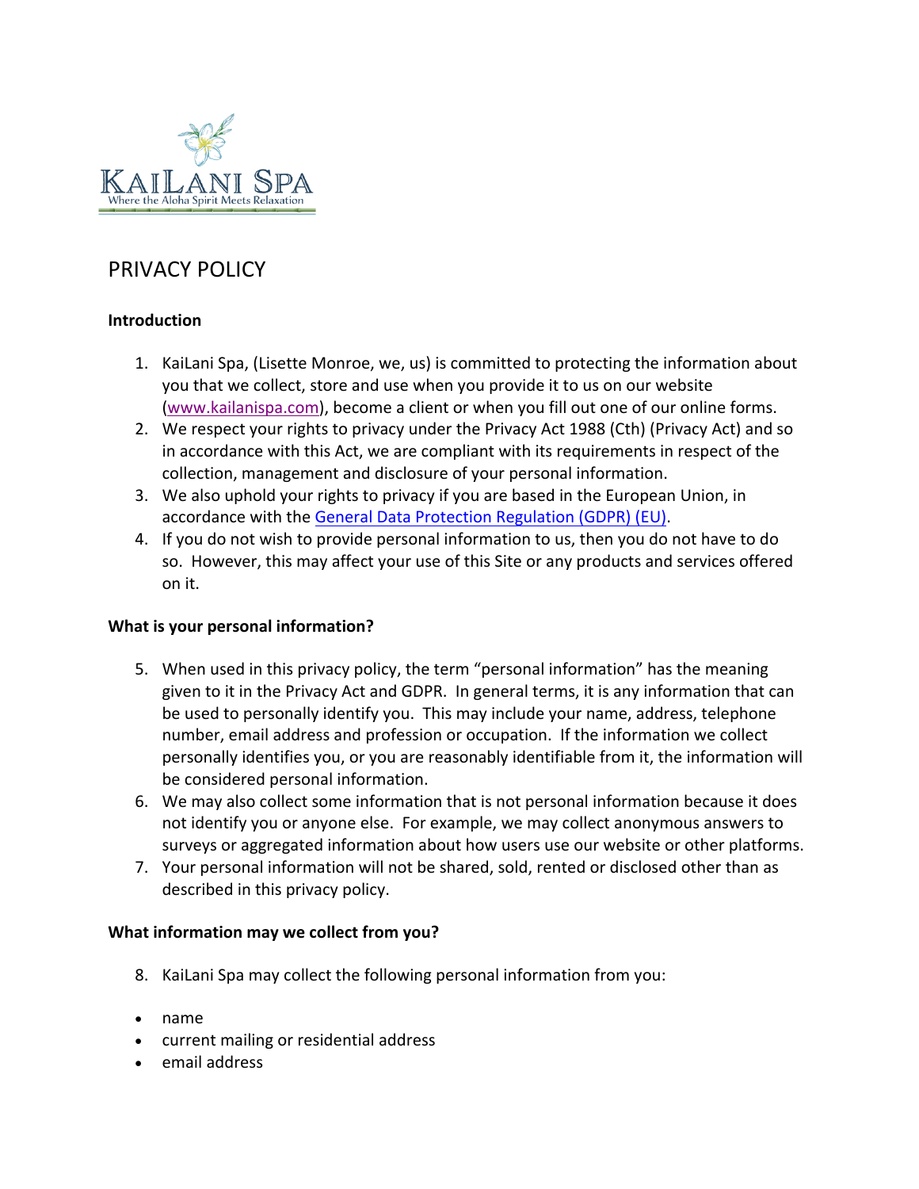KaiLani Spa

Where the Aloha Spirit Meets Relaxation

# PRIVACY POLICY

**Introduction**

1. KaiLani Spa, (Lisette Monroe, we, us) is committed to protecting the information about you that we collect, store and use when you provide it to us on our website (www.kailanispa.com), become a client or when you fill out one of our online forms.
2. We respect your rights to privacy under the Privacy Act 1988 (Cth) (Privacy Act) and so in accordance with this Act, we are compliant with its requirements in respect of the collection, management and disclosure of your personal information.
3. We also uphold your rights to privacy if you are based in the European Union, in accordance with the General Data Protection Regulation (GDPR) (EU).
4. If you do not wish to provide personal information to us, then you do not have to do so. However, this may affect your use of this Site or any products and services offered on it.

**What is your personal information?**

5. When used in this privacy policy, the term "personal information" has the meaning given to it in the Privacy Act and GDPR. In general terms, it is any information that can be used to personally identify you. This may include your name, address, telephone number, email address and profession or occupation. If the information we collect personally identifies you, or you are reasonably identifiable from it, the information will be considered personal information.
6. We may also collect some information that is not personal information because it does not identify you or anyone else. For example, we may collect anonymous answers to surveys or aggregated information about how users use our website or other platforms.
7. Your personal information will not be shared, sold, rented or disclosed other than as described in this privacy policy.

**What information may we collect from you?**

8. KaiLani Spa may collect the following personal information from you:

- name
- current mailing or residential address
- email address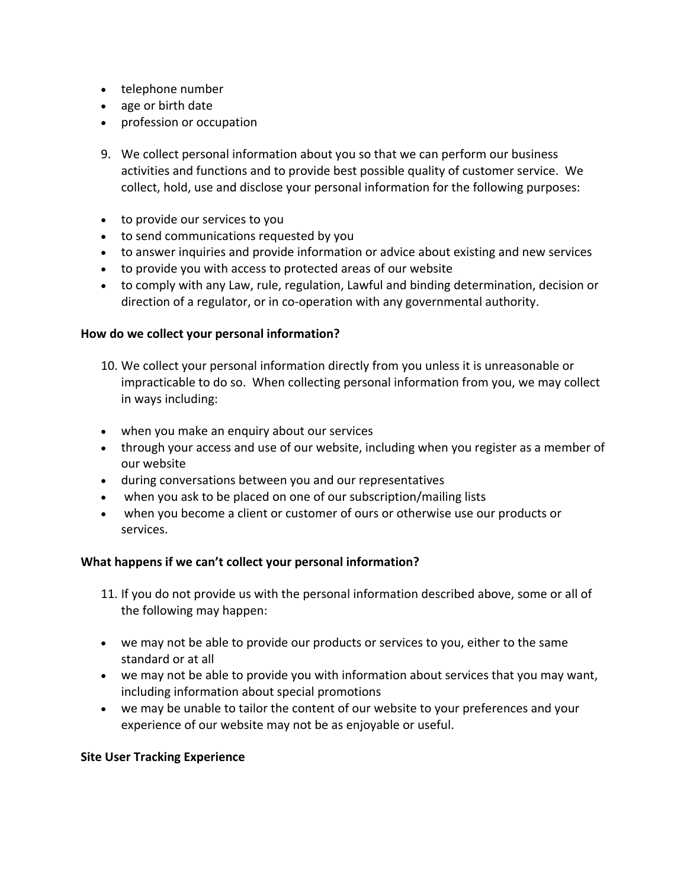- telephone number
- age or birth date
- profession or occupation

9. We collect personal information about you so that we can perform our business activities and functions and to provide best possible quality of customer service. We collect, hold, use and disclose your personal information for the following purposes:

- to provide our services to you
- to send communications requested by you
- to answer inquiries and provide information or advice about existing and new services
- to provide you with access to protected areas of our website
- to comply with any Law, rule, regulation, Lawful and binding determination, decision or direction of a regulator, or in co-operation with any governmental authority.

**How do we collect your personal information?**

10. We collect your personal information directly from you unless it is unreasonable or impracticable to do so. When collecting personal information from you, we may collect in ways including:

- when you make an enquiry about our services
- through your access and use of our website, including when you register as a member of our website
- during conversations between you and our representatives
- when you ask to be placed on one of our subscription/mailing lists
- when you become a client or customer of ours or otherwise use our products or services.

**What happens if we can't collect your personal information?**

11. If you do not provide us with the personal information described above, some or all of the following may happen:

- we may not be able to provide our products or services to you, either to the same standard or at all
- we may not be able to provide you with information about services that you may want, including information about special promotions
- we may be unable to tailor the content of our website to your preferences and your experience of our website may not be as enjoyable or useful.

**Site User Tracking Experience**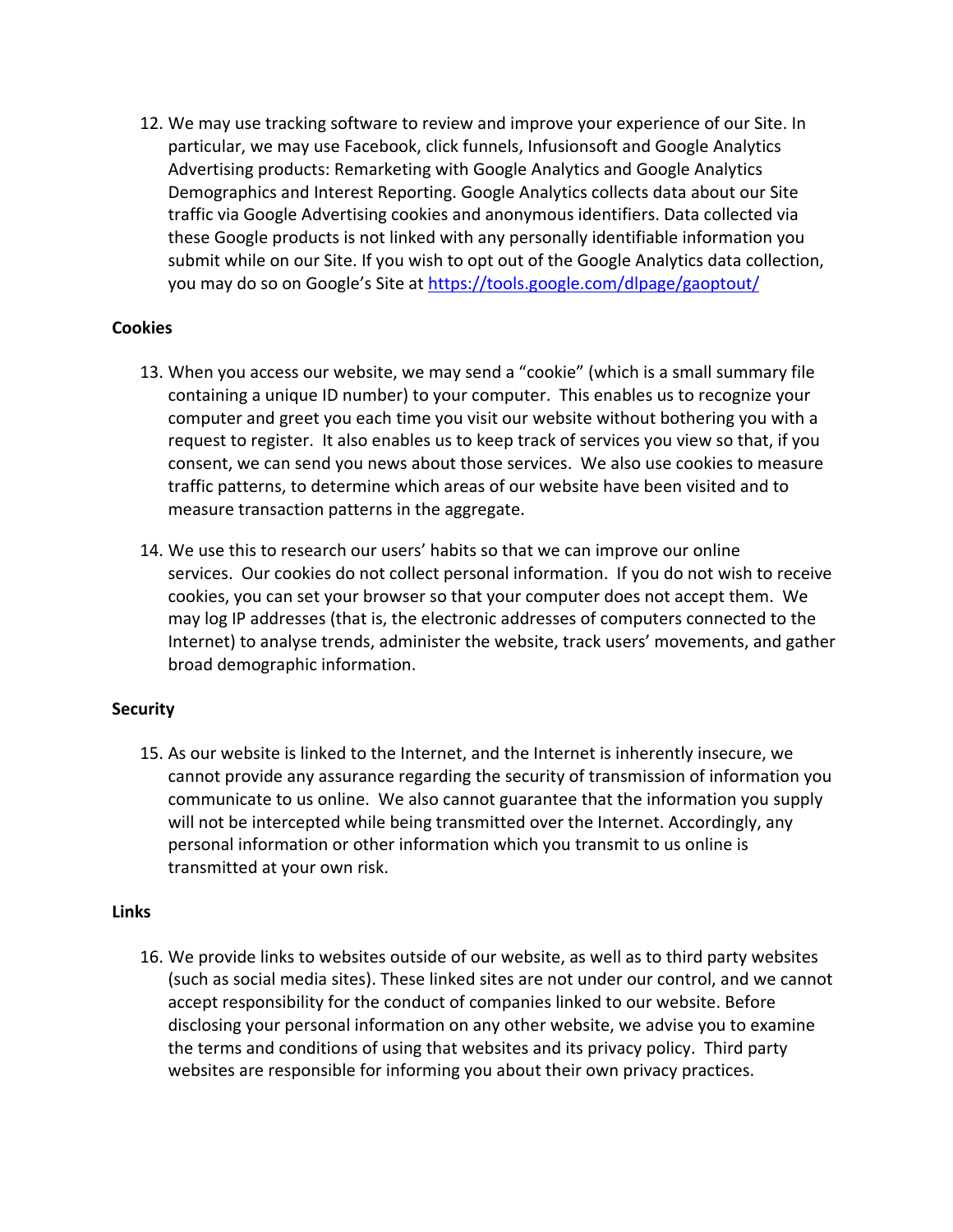12. We may use tracking software to review and improve your experience of our Site. In particular, we may use Facebook, click funnels, Infusionsoft and Google Analytics Advertising products: Remarketing with Google Analytics and Google Analytics Demographics and Interest Reporting. Google Analytics collects data about our Site traffic via Google Advertising cookies and anonymous identifiers. Data collected via these Google products is not linked with any personally identifiable information you submit while on our Site. If you wish to opt out of the Google Analytics data collection, you may do so on Google's Site at [https://tools.google.com/dlpage/gaoptout/](https://tools.google.com/dlpage/gaoptout/)

**Cookies**

13. When you access our website, we may send a "cookie" (which is a small summary file containing a unique ID number) to your computer. This enables us to recognize your computer and greet you each time you visit our website without bothering you with a request to register. It also enables us to keep track of services you view so that, if you consent, we can send you news about those services. We also use cookies to measure traffic patterns, to determine which areas of our website have been visited and to measure transaction patterns in the aggregate.

14. We use this to research our users' habits so that we can improve our online services. Our cookies do not collect personal information. If you do not wish to receive cookies, you can set your browser so that your computer does not accept them. We may log IP addresses (that is, the electronic addresses of computers connected to the Internet) to analyse trends, administer the website, track users' movements, and gather broad demographic information.

**Security**

15. As our website is linked to the Internet, and the Internet is inherently insecure, we cannot provide any assurance regarding the security of transmission of information you communicate to us online. We also cannot guarantee that the information you supply will not be intercepted while being transmitted over the Internet. Accordingly, any personal information or other information which you transmit to us online is transmitted at your own risk.

**Links**

16. We provide links to websites outside of our website, as well as to third party websites (such as social media sites). These linked sites are not under our control, and we cannot accept responsibility for the conduct of companies linked to our website. Before disclosing your personal information on any other website, we advise you to examine the terms and conditions of using that websites and its privacy policy. Third party websites are responsible for informing you about their own privacy practices.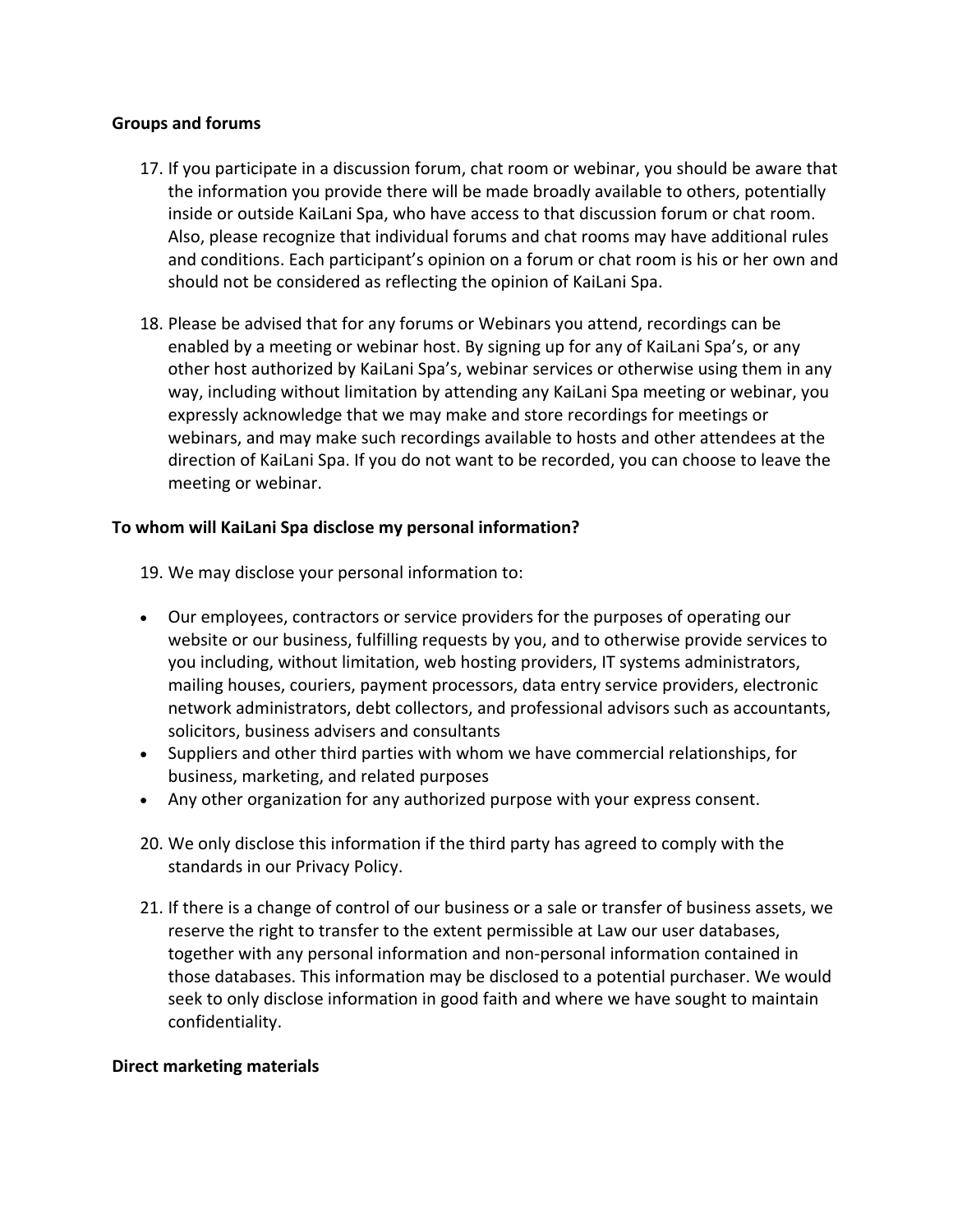**Groups and forums**

17. If you participate in a discussion forum, chat room or webinar, you should be aware that the information you provide there will be made broadly available to others, potentially inside or outside KaiLani Spa, who have access to that discussion forum or chat room. Also, please recognize that individual forums and chat rooms may have additional rules and conditions. Each participant's opinion on a forum or chat room is his or her own and should not be considered as reflecting the opinion of KaiLani Spa.

18. Please be advised that for any forums or Webinars you attend, recordings can be enabled by a meeting or webinar host. By signing up for any of KaiLani Spa's, or any other host authorized by KaiLani Spa's, webinar services or otherwise using them in any way, including without limitation by attending any KaiLani Spa meeting or webinar, you expressly acknowledge that we may make and store recordings for meetings or webinars, and may make such recordings available to hosts and other attendees at the direction of KaiLani Spa. If you do not want to be recorded, you can choose to leave the meeting or webinar.

**To whom will KaiLani Spa disclose my personal information?**

19. We may disclose your personal information to:

- Our employees, contractors or service providers for the purposes of operating our website or our business, fulfilling requests by you, and to otherwise provide services to you including, without limitation, web hosting providers, IT systems administrators, mailing houses, couriers, payment processors, data entry service providers, electronic network administrators, debt collectors, and professional advisors such as accountants, solicitors, business advisers and consultants
- Suppliers and other third parties with whom we have commercial relationships, for business, marketing, and related purposes
- Any other organization for any authorized purpose with your express consent.

20. We only disclose this information if the third party has agreed to comply with the standards in our Privacy Policy.

21. If there is a change of control of our business or a sale or transfer of business assets, we reserve the right to transfer to the extent permissible at Law our user databases, together with any personal information and non-personal information contained in those databases. This information may be disclosed to a potential purchaser. We would seek to only disclose information in good faith and where we have sought to maintain confidentiality.

**Direct marketing materials**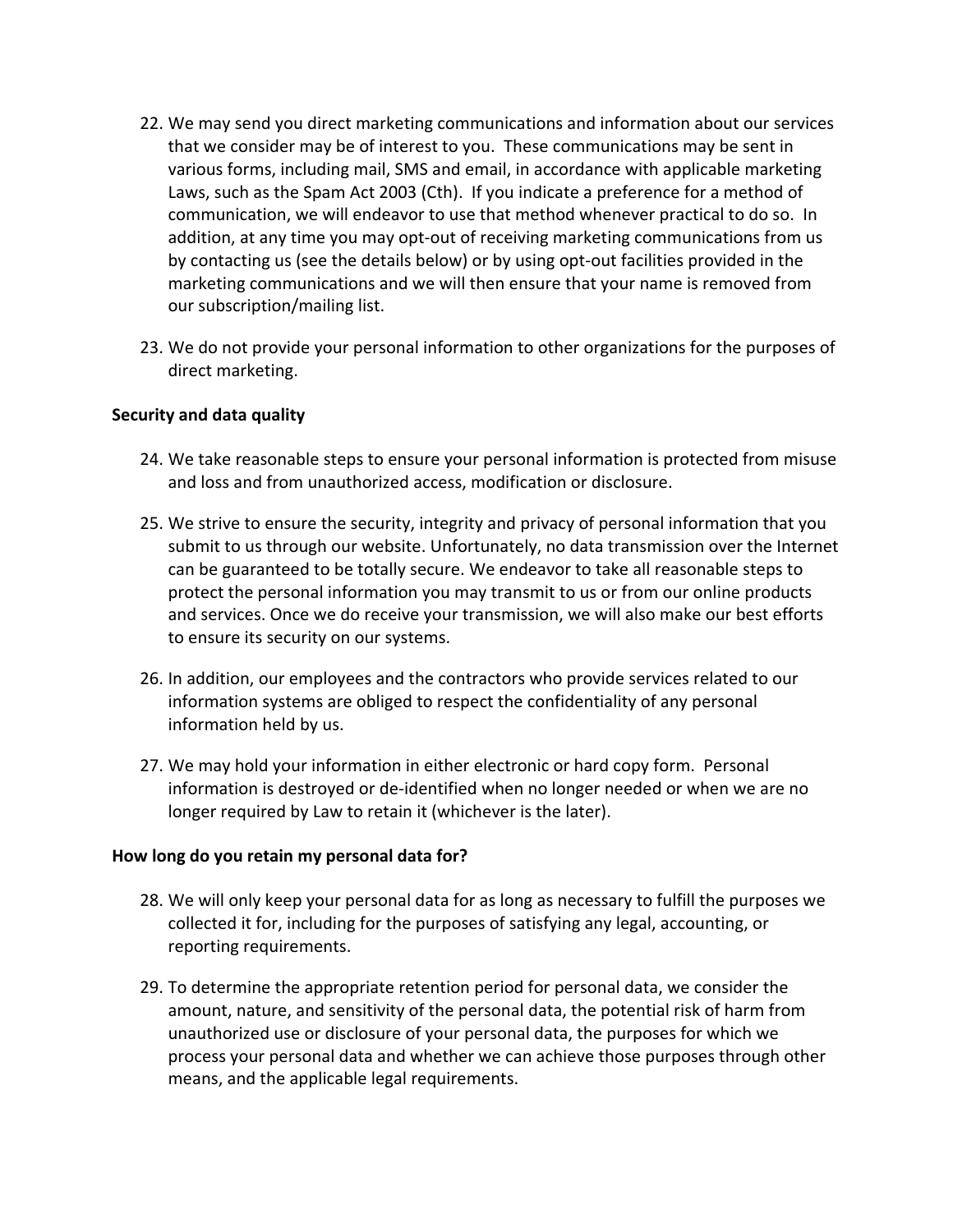22. We may send you direct marketing communications and information about our services that we consider may be of interest to you. These communications may be sent in various forms, including mail, SMS and email, in accordance with applicable marketing Laws, such as the Spam Act 2003 (Cth). If you indicate a preference for a method of communication, we will endeavor to use that method whenever practical to do so. In addition, at any time you may opt-out of receiving marketing communications from us by contacting us (see the details below) or by using opt-out facilities provided in the marketing communications and we will then ensure that your name is removed from our subscription/mailing list.

23. We do not provide your personal information to other organizations for the purposes of direct marketing.

**Security and data quality**

24. We take reasonable steps to ensure your personal information is protected from misuse and loss and from unauthorized access, modification or disclosure.

25. We strive to ensure the security, integrity and privacy of personal information that you submit to us through our website. Unfortunately, no data transmission over the Internet can be guaranteed to be totally secure. We endeavor to take all reasonable steps to protect the personal information you may transmit to us or from our online products and services. Once we do receive your transmission, we will also make our best efforts to ensure its security on our systems.

26. In addition, our employees and the contractors who provide services related to our information systems are obliged to respect the confidentiality of any personal information held by us.

27. We may hold your information in either electronic or hard copy form. Personal information is destroyed or de-identified when no longer needed or when we are no longer required by Law to retain it (whichever is the later).

**How long do you retain my personal data for?**

28. We will only keep your personal data for as long as necessary to fulfill the purposes we collected it for, including for the purposes of satisfying any legal, accounting, or reporting requirements.

29. To determine the appropriate retention period for personal data, we consider the amount, nature, and sensitivity of the personal data, the potential risk of harm from unauthorized use or disclosure of your personal data, the purposes for which we process your personal data and whether we can achieve those purposes through other means, and the applicable legal requirements.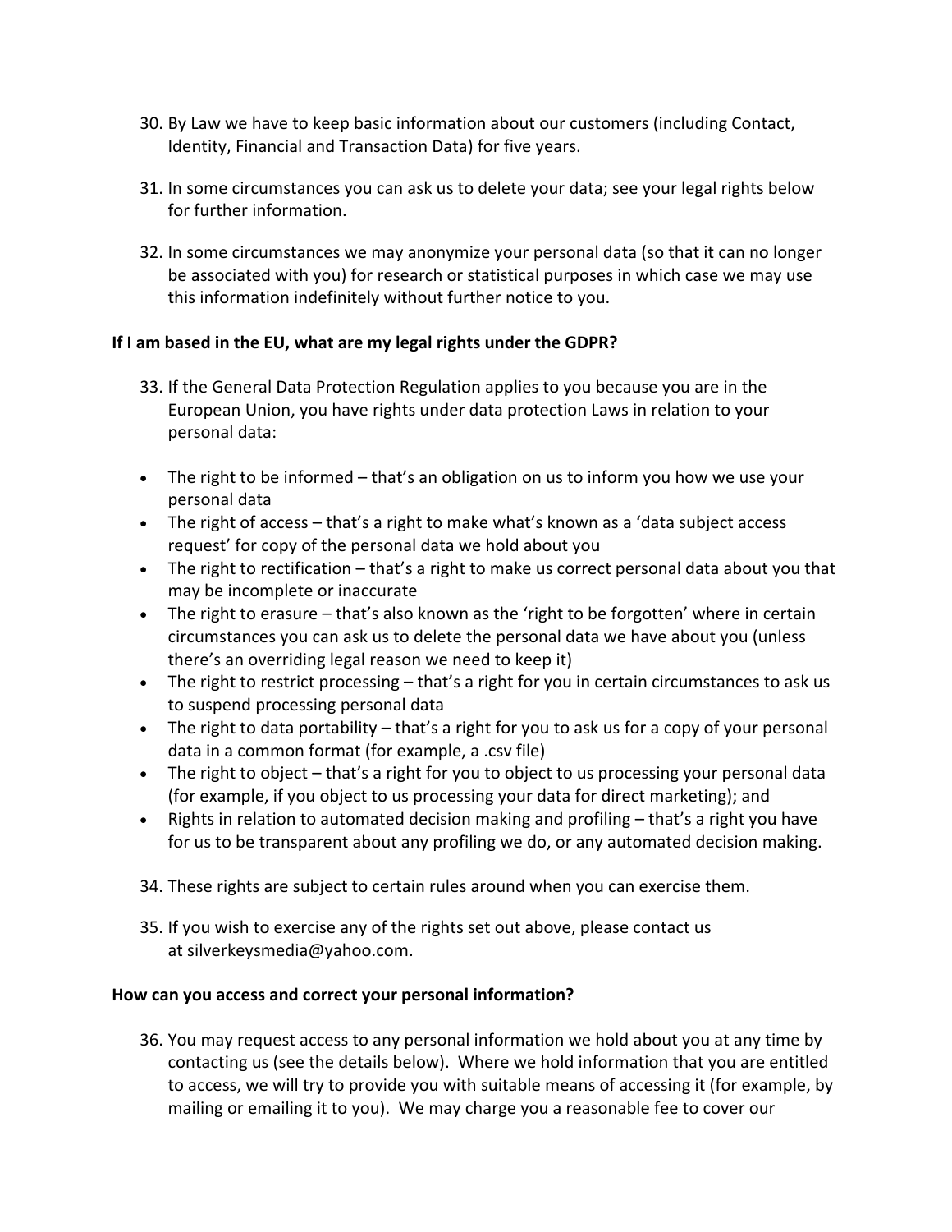30. By Law we have to keep basic information about our customers (including Contact, Identity, Financial and Transaction Data) for five years.

31. In some circumstances you can ask us to delete your data; see your legal rights below for further information.

32. In some circumstances we may anonymize your personal data (so that it can no longer be associated with you) for research or statistical purposes in which case we may use this information indefinitely without further notice to you.

**If I am based in the EU, what are my legal rights under the GDPR?**

33. If the General Data Protection Regulation applies to you because you are in the European Union, you have rights under data protection Laws in relation to your personal data:

- The right to be informed – that's an obligation on us to inform you how we use your personal data
- The right of access – that's a right to make what's known as a 'data subject access request' for copy of the personal data we hold about you
- The right to rectification – that's a right to make us correct personal data about you that may be incomplete or inaccurate
- The right to erasure – that's also known as the 'right to be forgotten' where in certain circumstances you can ask us to delete the personal data we have about you (unless there's an overriding legal reason we need to keep it)
- The right to restrict processing – that's a right for you in certain circumstances to ask us to suspend processing personal data
- The right to data portability – that's a right for you to ask us for a copy of your personal data in a common format (for example, a .csv file)
- The right to object – that's a right for you to object to us processing your personal data (for example, if you object to us processing your data for direct marketing); and
- Rights in relation to automated decision making and profiling – that's a right you have for us to be transparent about any profiling we do, or any automated decision making.

34. These rights are subject to certain rules around when you can exercise them.

35. If you wish to exercise any of the rights set out above, please contact us at silverkeysmedia@yahoo.com.

**How can you access and correct your personal information?**

36. You may request access to any personal information we hold about you at any time by contacting us (see the details below). Where we hold information that you are entitled to access, we will try to provide you with suitable means of accessing it (for example, by mailing or emailing it to you). We may charge you a reasonable fee to cover our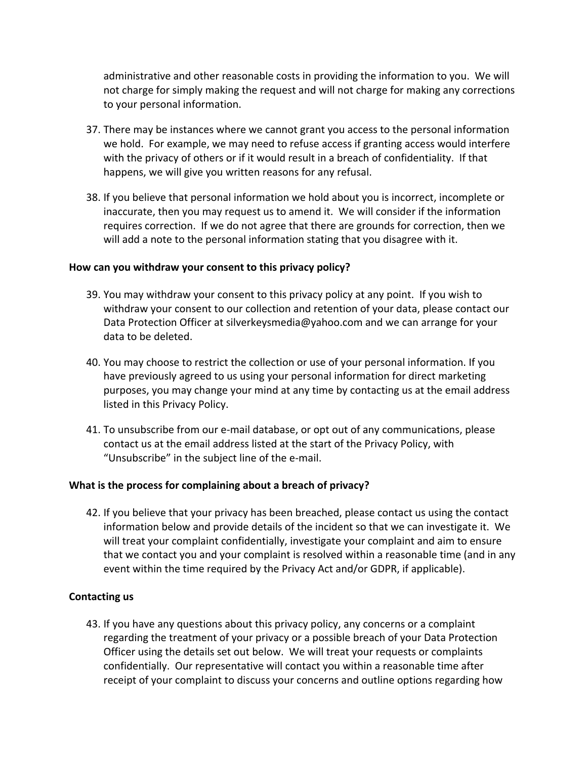administrative and other reasonable costs in providing the information to you. We will not charge for simply making the request and will not charge for making any corrections to your personal information.

37. There may be instances where we cannot grant you access to the personal information we hold. For example, we may need to refuse access if granting access would interfere with the privacy of others or if it would result in a breach of confidentiality. If that happens, we will give you written reasons for any refusal.

38. If you believe that personal information we hold about you is incorrect, incomplete or inaccurate, then you may request us to amend it. We will consider if the information requires correction. If we do not agree that there are grounds for correction, then we will add a note to the personal information stating that you disagree with it.

**How can you withdraw your consent to this privacy policy?**

39. You may withdraw your consent to this privacy policy at any point. If you wish to withdraw your consent to our collection and retention of your data, please contact our Data Protection Officer at silverkeysmedia@yahoo.com and we can arrange for your data to be deleted.

40. You may choose to restrict the collection or use of your personal information. If you have previously agreed to us using your personal information for direct marketing purposes, you may change your mind at any time by contacting us at the email address listed in this Privacy Policy.

41. To unsubscribe from our e-mail database, or opt out of any communications, please contact us at the email address listed at the start of the Privacy Policy, with "Unsubscribe" in the subject line of the e-mail.

**What is the process for complaining about a breach of privacy?**

42. If you believe that your privacy has been breached, please contact us using the contact information below and provide details of the incident so that we can investigate it. We will treat your complaint confidentially, investigate your complaint and aim to ensure that we contact you and your complaint is resolved within a reasonable time (and in any event within the time required by the Privacy Act and/or GDPR, if applicable).

**Contacting us**

43. If you have any questions about this privacy policy, any concerns or a complaint regarding the treatment of your privacy or a possible breach of your Data Protection Officer using the details set out below. We will treat your requests or complaints confidentially. Our representative will contact you within a reasonable time after receipt of your complaint to discuss your concerns and outline options regarding how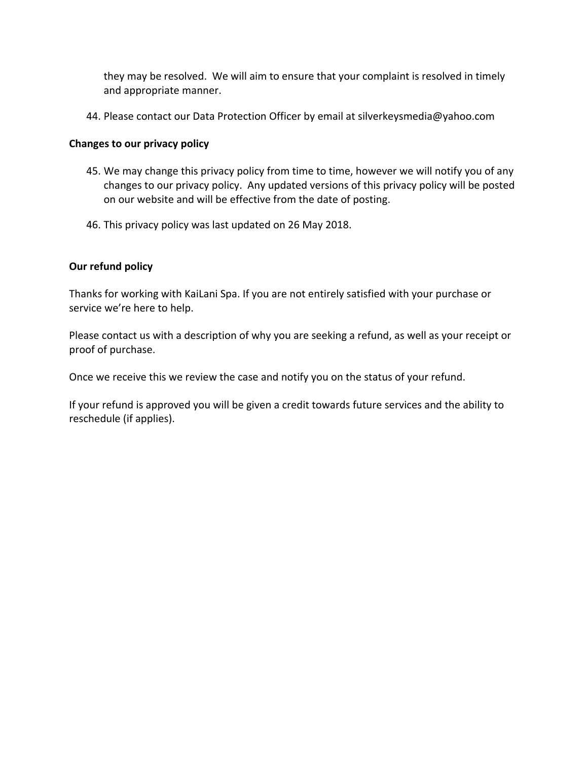they may be resolved. We will aim to ensure that your complaint is resolved in timely and appropriate manner.

44. Please contact our Data Protection Officer by email at silverkeysmedia@yahoo.com

**Changes to our privacy policy**

45. We may change this privacy policy from time to time, however we will notify you of any changes to our privacy policy. Any updated versions of this privacy policy will be posted on our website and will be effective from the date of posting.

46. This privacy policy was last updated on 26 May 2018.

**Our refund policy**

Thanks for working with KaiLani Spa. If you are not entirely satisfied with your purchase or service we're here to help.

Please contact us with a description of why you are seeking a refund, as well as your receipt or proof of purchase.

Once we receive this we review the case and notify you on the status of your refund.

If your refund is approved you will be given a credit towards future services and the ability to reschedule (if applies).